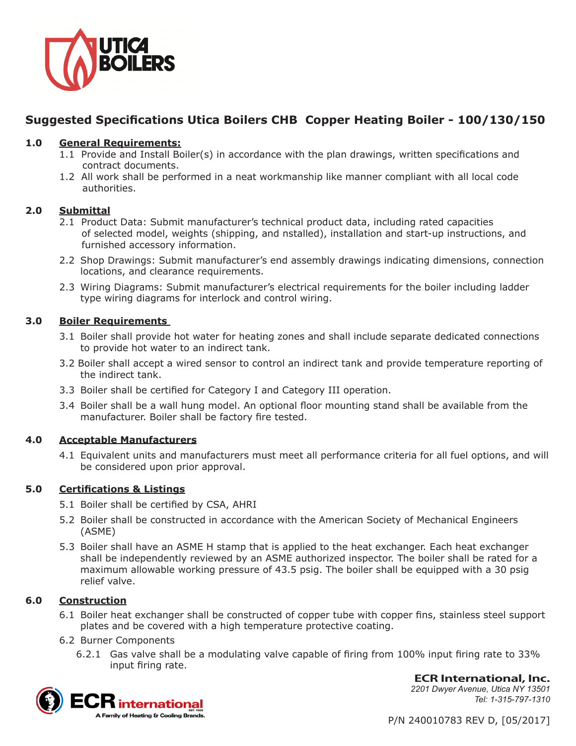# Suggested Specifications Utica Boilers CHB Copper Heating Boiler - 100/130/150

## 1.0 General Requirements:

1.1 Provide and Install Boiler(s) in accordance with the plan drawings, written specifications and contract documents.

1.2 All work shall be performed in a neat workmanship like manner compliant with all local code authorities.

## 2.0 Submittal

2.1 Product Data: Submit manufacturer's technical product data, including rated capacities of selected model, weights (shipping, and nstalled), installation and start-up instructions, and furnished accessory information.

2.2 Shop Drawings: Submit manufacturer's end assembly drawings indicating dimensions, connection locations, and clearance requirements.

2.3 Wiring Diagrams: Submit manufacturer's electrical requirements for the boiler including ladder type wiring diagrams for interlock and control wiring.

## 3.0 Boiler Requirements

3.1 Boiler shall provide hot water for heating zones and shall include separate dedicated connections to provide hot water to an indirect tank.

3.2 Boiler shall accept a wired sensor to control an indirect tank and provide temperature reporting of the indirect tank.

3.3 Boiler shall be certified for Category I and Category III operation.

3.4 Boiler shall be a wall hung model. An optional floor mounting stand shall be available from the manufacturer. Boiler shall be factory fire tested.

## 4.0 Acceptable Manufacturers

4.1 Equivalent units and manufacturers must meet all performance criteria for all fuel options, and will be considered upon prior approval.

## 5.0 Certifications & Listings

5.1 Boiler shall be certified by CSA, AHRI

5.2 Boiler shall be constructed in accordance with the American Society of Mechanical Engineers (ASME)

5.3 Boiler shall have an ASME H stamp that is applied to the heat exchanger. Each heat exchanger shall be independently reviewed by an ASME authorized inspector. The boiler shall be rated for a maximum allowable working pressure of 43.5 psig. The boiler shall be equipped with a 30 psig relief valve.

## 6.0 Construction

6.1 Boiler heat exchanger shall be constructed of copper tube with copper fins, stainless steel support plates and be covered with a high temperature protective coating.

6.2 Burner Components

6.2.1 Gas valve shall be a modulating valve capable of firing from 100% input firing rate to 33% input firing rate.

**ECR International, Inc.**
*2201 Dwyer Avenue, Utica NY 13501*
*Tel: 1-315-797-1310*

P/N 240010783 REV D, [05/2017]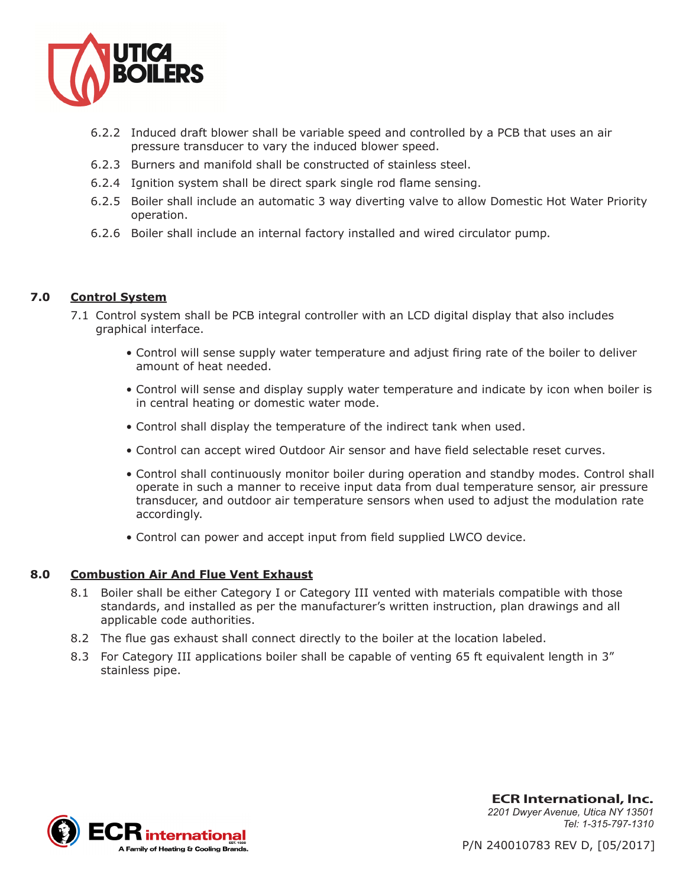6.2.2 Induced draft blower shall be variable speed and controlled by a PCB that uses an air pressure transducer to vary the induced blower speed.

6.2.3 Burners and manifold shall be constructed of stainless steel.

6.2.4 Ignition system shall be direct spark single rod flame sensing.

6.2.5 Boiler shall include an automatic 3 way diverting valve to allow Domestic Hot Water Priority operation.

6.2.6 Boiler shall include an internal factory installed and wired circulator pump.

## 7.0 Control System

7.1 Control system shall be PCB integral controller with an LCD digital display that also includes graphical interface.

- Control will sense supply water temperature and adjust firing rate of the boiler to deliver amount of heat needed.
- Control will sense and display supply water temperature and indicate by icon when boiler is in central heating or domestic water mode.
- Control shall display the temperature of the indirect tank when used.
- Control can accept wired Outdoor Air sensor and have field selectable reset curves.
- Control shall continuously monitor boiler during operation and standby modes. Control shall operate in such a manner to receive input data from dual temperature sensor, air pressure transducer, and outdoor air temperature sensors when used to adjust the modulation rate accordingly.
- Control can power and accept input from field supplied LWCO device.

## 8.0 Combustion Air And Flue Vent Exhaust

8.1 Boiler shall be either Category I or Category III vented with materials compatible with those standards, and installed as per the manufacturer's written instruction, plan drawings and all applicable code authorities.

8.2 The flue gas exhaust shall connect directly to the boiler at the location labeled.

8.3 For Category III applications boiler shall be capable of venting 65 ft equivalent length in 3" stainless pipe.

**ECR International, Inc.**
*2201 Dwyer Avenue, Utica NY 13501*
*Tel: 1-315-797-1310*

P/N 240010783 REV D, [05/2017]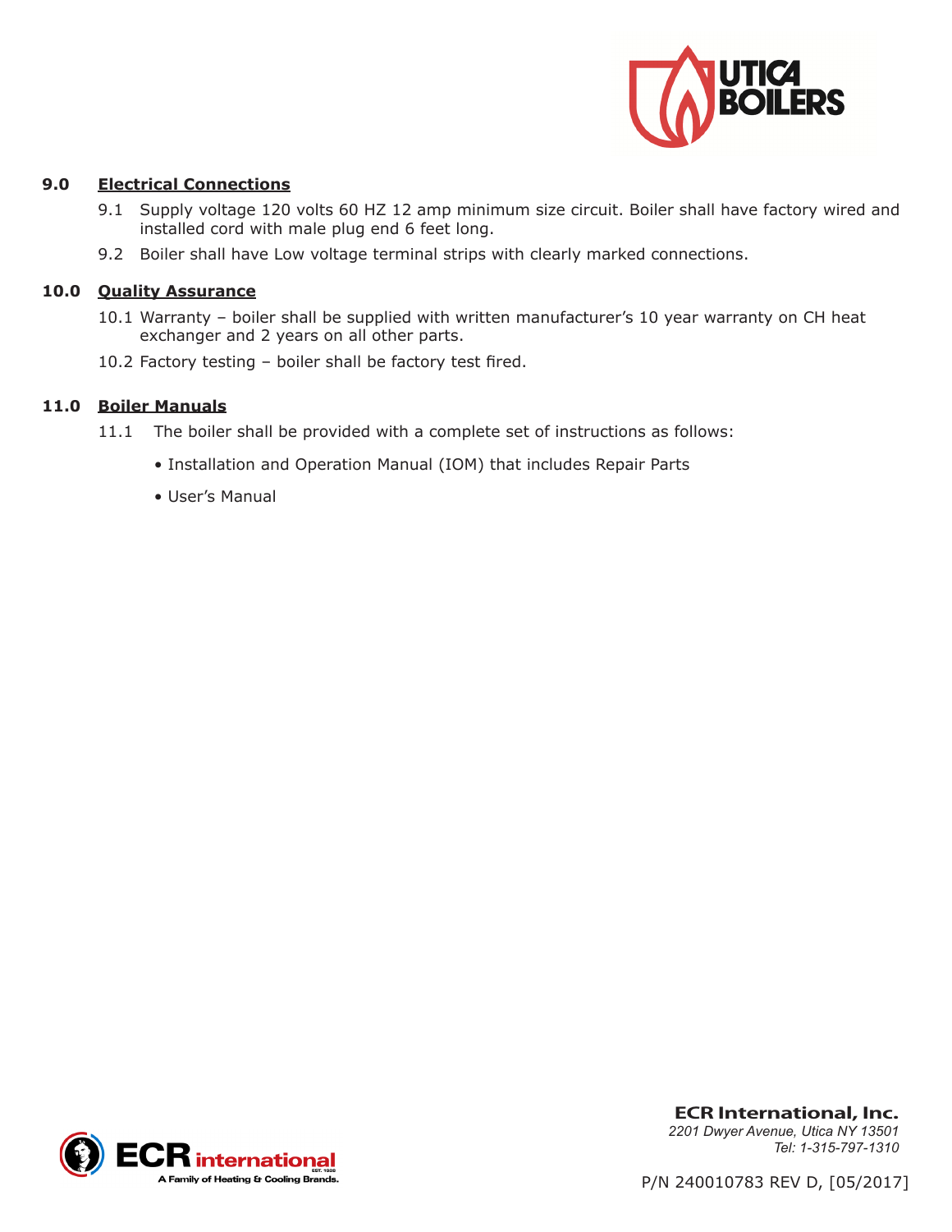## 9.0 Electrical Connections

9.1 Supply voltage 120 volts 60 HZ 12 amp minimum size circuit. Boiler shall have factory wired and installed cord with male plug end 6 feet long.

9.2 Boiler shall have Low voltage terminal strips with clearly marked connections.

## 10.0 Quality Assurance

10.1 Warranty – boiler shall be supplied with written manufacturer's 10 year warranty on CH heat exchanger and 2 years on all other parts.

10.2 Factory testing – boiler shall be factory test fired.

## 11.0 Boiler Manuals

11.1 The boiler shall be provided with a complete set of instructions as follows:

- Installation and Operation Manual (IOM) that includes Repair Parts
- User's Manual

**ECR International, Inc.**
*2201 Dwyer Avenue, Utica NY 13501*
*Tel: 1-315-797-1310*

P/N 240010783 REV D, [05/2017]